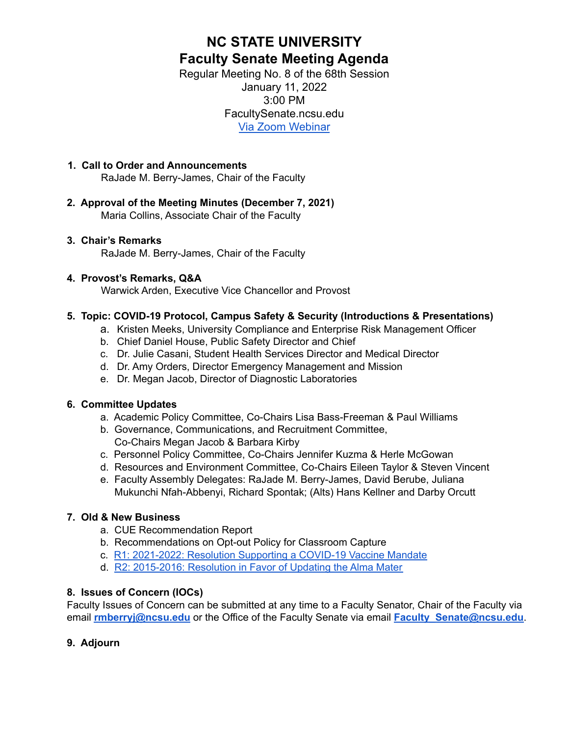# NC STATE UNIVERSITY
# Faculty Senate Meeting Agenda

Regular Meeting No. 8 of the 68th Session
January 11, 2022
3:00 PM
FacultySenate.ncsu.edu
[Via Zoom Webinar]

1. **Call to Order and Announcements**
   RaJade M. Berry-James, Chair of the Faculty

2. **Approval of the Meeting Minutes (December 7, 2021)**
   Maria Collins, Associate Chair of the Faculty

3. **Chair's Remarks**
   RaJade M. Berry-James, Chair of the Faculty

4. **Provost's Remarks, Q&A**
   Warwick Arden, Executive Vice Chancellor and Provost

5. **Topic: COVID-19 Protocol, Campus Safety & Security (Introductions & Presentations)**
   a. Kristen Meeks, University Compliance and Enterprise Risk Management Officer
   b. Chief Daniel House, Public Safety Director and Chief
   c. Dr. Julie Casani, Student Health Services Director and Medical Director
   d. Dr. Amy Orders, Director Emergency Management and Mission
   e. Dr. Megan Jacob, Director of Diagnostic Laboratories

6. **Committee Updates**
   a. Academic Policy Committee, Co-Chairs Lisa Bass-Freeman & Paul Williams
   b. Governance, Communications, and Recruitment Committee, Co-Chairs Megan Jacob & Barbara Kirby
   c. Personnel Policy Committee, Co-Chairs Jennifer Kuzma & Herle McGowan
   d. Resources and Environment Committee, Co-Chairs Eileen Taylor & Steven Vincent
   e. Faculty Assembly Delegates: RaJade M. Berry-James, David Berube, Juliana Mukunchi Nfah-Abbenyi, Richard Spontak; (Alts) Hans Kellner and Darby Orcutt

7. **Old & New Business**
   a. CUE Recommendation Report
   b. Recommendations on Opt-out Policy for Classroom Capture
   c. [R1: 2021-2022: Resolution Supporting a COVID-19 Vaccine Mandate]
   d. [R2: 2015-2016: Resolution in Favor of Updating the Alma Mater]

8. **Issues of Concern (IOCs)**

Faculty Issues of Concern can be submitted at any time to a Faculty Senator, Chair of the Faculty via email **rmberryj@ncsu.edu** or the Office of the Faculty Senate via email **Faculty_Senate@ncsu.edu**.

9. **Adjourn**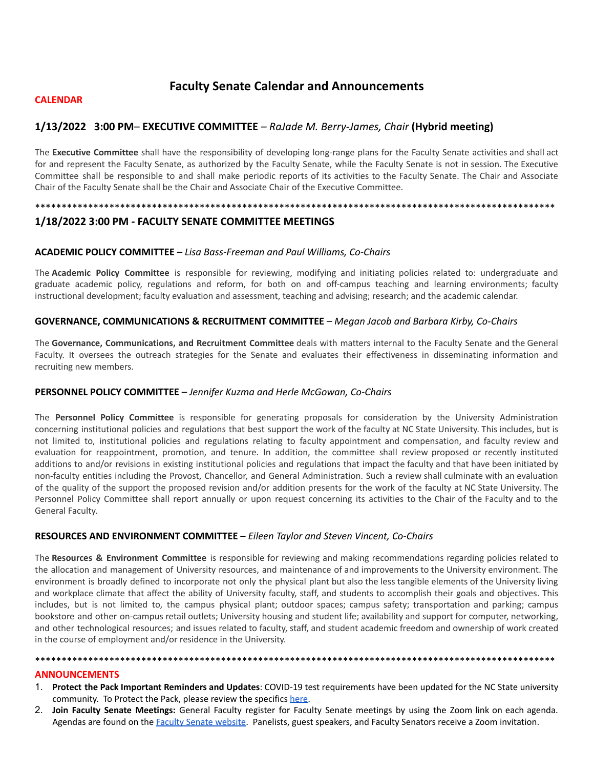# Faculty Senate Calendar and Announcements

**CALENDAR**

## 1/13/2022 3:00 PM– EXECUTIVE COMMITTEE – *RaJade M. Berry-James, Chair* (Hybrid meeting)

The **Executive Committee** shall have the responsibility of developing long-range plans for the Faculty Senate activities and shall act for and represent the Faculty Senate, as authorized by the Faculty Senate, while the Faculty Senate is not in session. The Executive Committee shall be responsible to and shall make periodic reports of its activities to the Faculty Senate. The Chair and Associate Chair of the Faculty Senate shall be the Chair and Associate Chair of the Executive Committee.

****************************************************************************************************

## 1/18/2022 3:00 PM - FACULTY SENATE COMMITTEE MEETINGS

### ACADEMIC POLICY COMMITTEE – *Lisa Bass-Freeman and Paul Williams, Co-Chairs*

The **Academic Policy Committee** is responsible for reviewing, modifying and initiating policies related to: undergraduate and graduate academic policy, regulations and reform, for both on and off-campus teaching and learning environments; faculty instructional development; faculty evaluation and assessment, teaching and advising; research; and the academic calendar.

### GOVERNANCE, COMMUNICATIONS & RECRUITMENT COMMITTEE – *Megan Jacob and Barbara Kirby, Co-Chairs*

The **Governance, Communications, and Recruitment Committee** deals with matters internal to the Faculty Senate and the General Faculty. It oversees the outreach strategies for the Senate and evaluates their effectiveness in disseminating information and recruiting new members.

### PERSONNEL POLICY COMMITTEE – *Jennifer Kuzma and Herle McGowan, Co-Chairs*

The **Personnel Policy Committee** is responsible for generating proposals for consideration by the University Administration concerning institutional policies and regulations that best support the work of the faculty at NC State University. This includes, but is not limited to, institutional policies and regulations relating to faculty appointment and compensation, and faculty review and evaluation for reappointment, promotion, and tenure. In addition, the committee shall review proposed or recently instituted additions to and/or revisions in existing institutional policies and regulations that impact the faculty and that have been initiated by non-faculty entities including the Provost, Chancellor, and General Administration. Such a review shall culminate with an evaluation of the quality of the support the proposed revision and/or addition presents for the work of the faculty at NC State University. The Personnel Policy Committee shall report annually or upon request concerning its activities to the Chair of the Faculty and to the General Faculty.

### RESOURCES AND ENVIRONMENT COMMITTEE – *Eileen Taylor and Steven Vincent, Co-Chairs*

The **Resources & Environment Committee** is responsible for reviewing and making recommendations regarding policies related to the allocation and management of University resources, and maintenance of and improvements to the University environment. The environment is broadly defined to incorporate not only the physical plant but also the less tangible elements of the University living and workplace climate that affect the ability of University faculty, staff, and students to accomplish their goals and objectives. This includes, but is not limited to, the campus physical plant; outdoor spaces; campus safety; transportation and parking; campus bookstore and other on-campus retail outlets; University housing and student life; availability and support for computer, networking, and other technological resources; and issues related to faculty, staff, and student academic freedom and ownership of work created in the course of employment and/or residence in the University.

****************************************************************************************************

**ANNOUNCEMENTS**

1. **Protect the Pack Important Reminders and Updates**: COVID-19 test requirements have been updated for the NC State university community. To Protect the Pack, please review the specifics here.
2. **Join Faculty Senate Meetings:** General Faculty register for Faculty Senate meetings by using the Zoom link on each agenda. Agendas are found on the Faculty Senate website. Panelists, guest speakers, and Faculty Senators receive a Zoom invitation.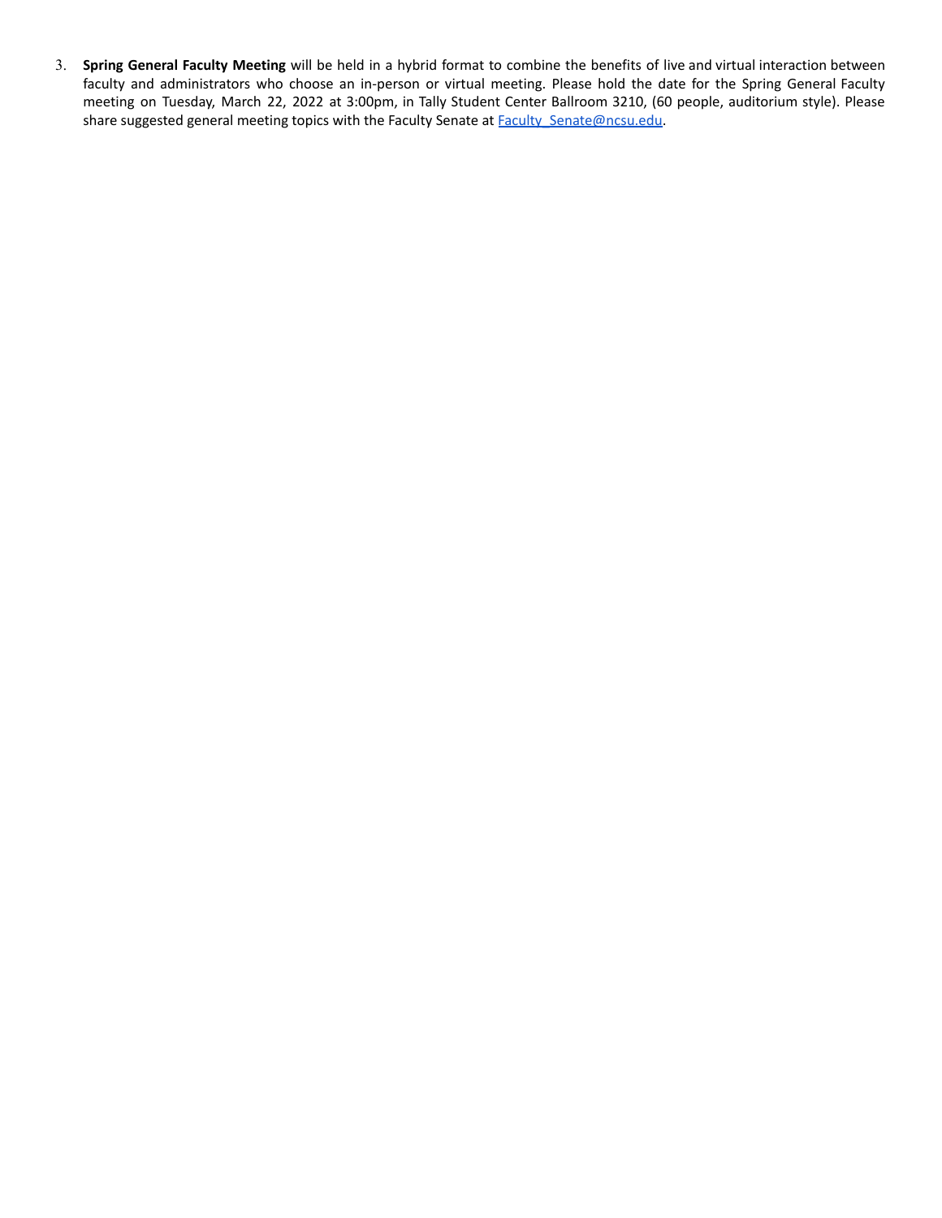3. **Spring General Faculty Meeting** will be held in a hybrid format to combine the benefits of live and virtual interaction between faculty and administrators who choose an in-person or virtual meeting. Please hold the date for the Spring General Faculty meeting on Tuesday, March 22, 2022 at 3:00pm, in Tally Student Center Ballroom 3210, (60 people, auditorium style). Please share suggested general meeting topics with the Faculty Senate at Faculty_Senate@ncsu.edu.